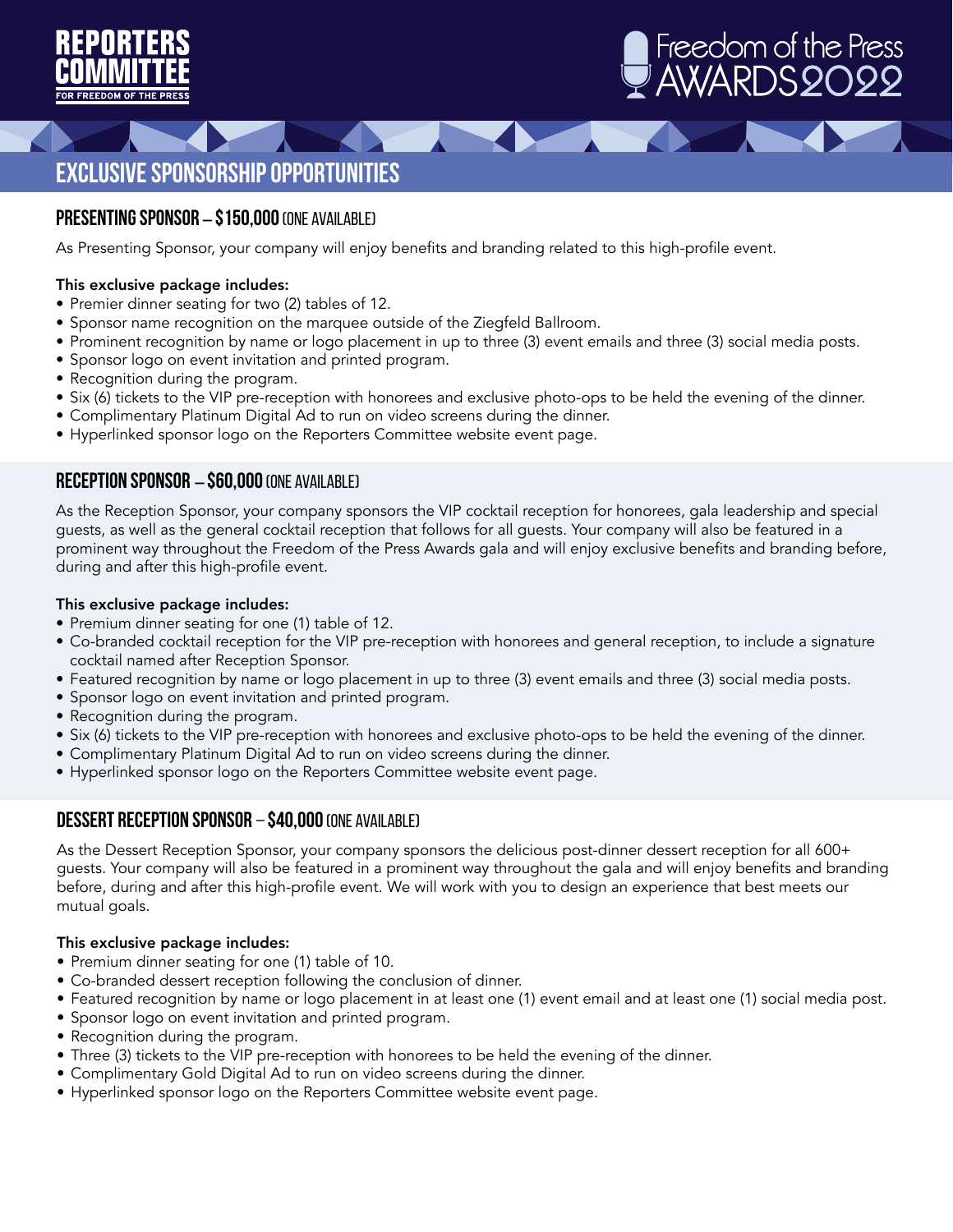REPORTERS COMMITTEE FOR FREEDOM OF THE PRESS

Freedom of the Press AWARDS 2022

# EXCLUSIVE SPONSORSHIP OPPORTUNITIES

## PRESENTING SPONSOR – $150,000 (ONE AVAILABLE)

As Presenting Sponsor, your company will enjoy benefits and branding related to this high-profile event.

**This exclusive package includes:**

- Premier dinner seating for two (2) tables of 12.
- Sponsor name recognition on the marquee outside of the Ziegfeld Ballroom.
- Prominent recognition by name or logo placement in up to three (3) event emails and three (3) social media posts.
- Sponsor logo on event invitation and printed program.
- Recognition during the program.
- Six (6) tickets to the VIP pre-reception with honorees and exclusive photo-ops to be held the evening of the dinner.
- Complimentary Platinum Digital Ad to run on video screens during the dinner.
- Hyperlinked sponsor logo on the Reporters Committee website event page.

## RECEPTION SPONSOR – $60,000 (ONE AVAILABLE)

As the Reception Sponsor, your company sponsors the VIP cocktail reception for honorees, gala leadership and special guests, as well as the general cocktail reception that follows for all guests. Your company will also be featured in a prominent way throughout the Freedom of the Press Awards gala and will enjoy exclusive benefits and branding before, during and after this high-profile event.

**This exclusive package includes:**

- Premium dinner seating for one (1) table of 12.
- Co-branded cocktail reception for the VIP pre-reception with honorees and general reception, to include a signature cocktail named after Reception Sponsor.
- Featured recognition by name or logo placement in up to three (3) event emails and three (3) social media posts.
- Sponsor logo on event invitation and printed program.
- Recognition during the program.
- Six (6) tickets to the VIP pre-reception with honorees and exclusive photo-ops to be held the evening of the dinner.
- Complimentary Platinum Digital Ad to run on video screens during the dinner.
- Hyperlinked sponsor logo on the Reporters Committee website event page.

## DESSERT RECEPTION SPONSOR – $40,000 (ONE AVAILABLE)

As the Dessert Reception Sponsor, your company sponsors the delicious post-dinner dessert reception for all 600+ guests. Your company will also be featured in a prominent way throughout the gala and will enjoy benefits and branding before, during and after this high-profile event. We will work with you to design an experience that best meets our mutual goals.

**This exclusive package includes:**

- Premium dinner seating for one (1) table of 10.
- Co-branded dessert reception following the conclusion of dinner.
- Featured recognition by name or logo placement in at least one (1) event email and at least one (1) social media post.
- Sponsor logo on event invitation and printed program.
- Recognition during the program.
- Three (3) tickets to the VIP pre-reception with honorees to be held the evening of the dinner.
- Complimentary Gold Digital Ad to run on video screens during the dinner.
- Hyperlinked sponsor logo on the Reporters Committee website event page.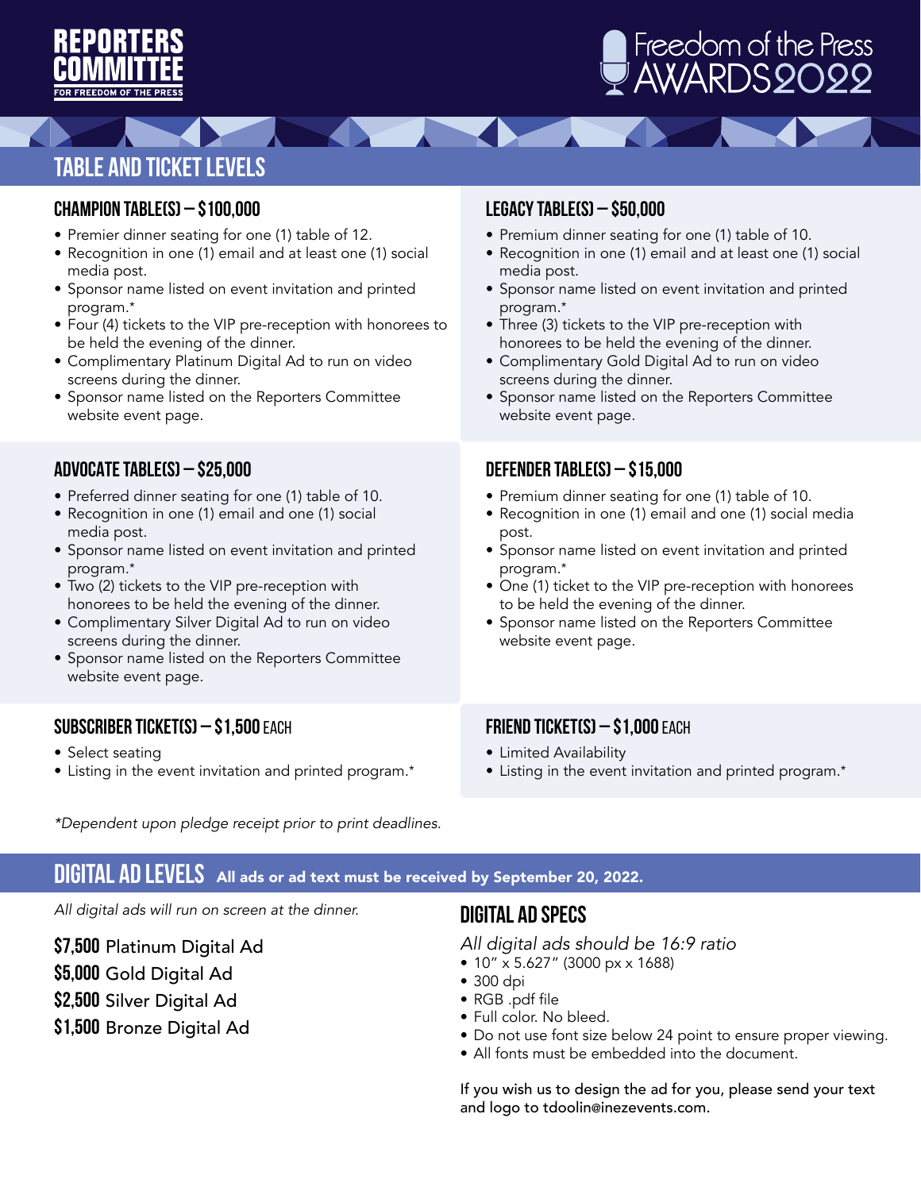REPORTERS COMMITTEE FOR FREEDOM OF THE PRESS

Freedom of the Press AWARDS 2022

## TABLE AND TICKET LEVELS

### CHAMPION TABLE(S) – $100,000

- Premier dinner seating for one (1) table of 12.
- Recognition in one (1) email and at least one (1) social media post.
- Sponsor name listed on event invitation and printed program.*
- Four (4) tickets to the VIP pre-reception with honorees to be held the evening of the dinner.
- Complimentary Platinum Digital Ad to run on video screens during the dinner.
- Sponsor name listed on the Reporters Committee website event page.

### LEGACY TABLE(S) – $50,000

- Premium dinner seating for one (1) table of 10.
- Recognition in one (1) email and at least one (1) social media post.
- Sponsor name listed on event invitation and printed program.*
- Three (3) tickets to the VIP pre-reception with honorees to be held the evening of the dinner.
- Complimentary Gold Digital Ad to run on video screens during the dinner.
- Sponsor name listed on the Reporters Committee website event page.

### ADVOCATE TABLE(S) – $25,000

- Preferred dinner seating for one (1) table of 10.
- Recognition in one (1) email and one (1) social media post.
- Sponsor name listed on event invitation and printed program.*
- Two (2) tickets to the VIP pre-reception with honorees to be held the evening of the dinner.
- Complimentary Silver Digital Ad to run on video screens during the dinner.
- Sponsor name listed on the Reporters Committee website event page.

### DEFENDER TABLE(S) – $15,000

- Premium dinner seating for one (1) table of 10.
- Recognition in one (1) email and one (1) social media post.
- Sponsor name listed on event invitation and printed program.*
- One (1) ticket to the VIP pre-reception with honorees to be held the evening of the dinner.
- Sponsor name listed on the Reporters Committee website event page.

### SUBSCRIBER TICKET(S) – $1,500 EACH

- Select seating
- Listing in the event invitation and printed program.*

### FRIEND TICKET(S) – $1,000 EACH

- Limited Availability
- Listing in the event invitation and printed program.*

*\*Dependent upon pledge receipt prior to print deadlines.*

## DIGITAL AD LEVELS **All ads or ad text must be received by September 20, 2022.**

*All digital ads will run on screen at the dinner.*

**$7,500** Platinum Digital Ad
**$5,000** Gold Digital Ad
**$2,500** Silver Digital Ad
**$1,500** Bronze Digital Ad

### DIGITAL AD SPECS

*All digital ads should be 16:9 ratio*

- 10" x 5.627" (3000 px x 1688)
- 300 dpi
- RGB .pdf file
- Full color. No bleed.
- Do not use font size below 24 point to ensure proper viewing.
- All fonts must be embedded into the document.

If you wish us to design the ad for you, please send your text and logo to tdoolin@inezevents.com.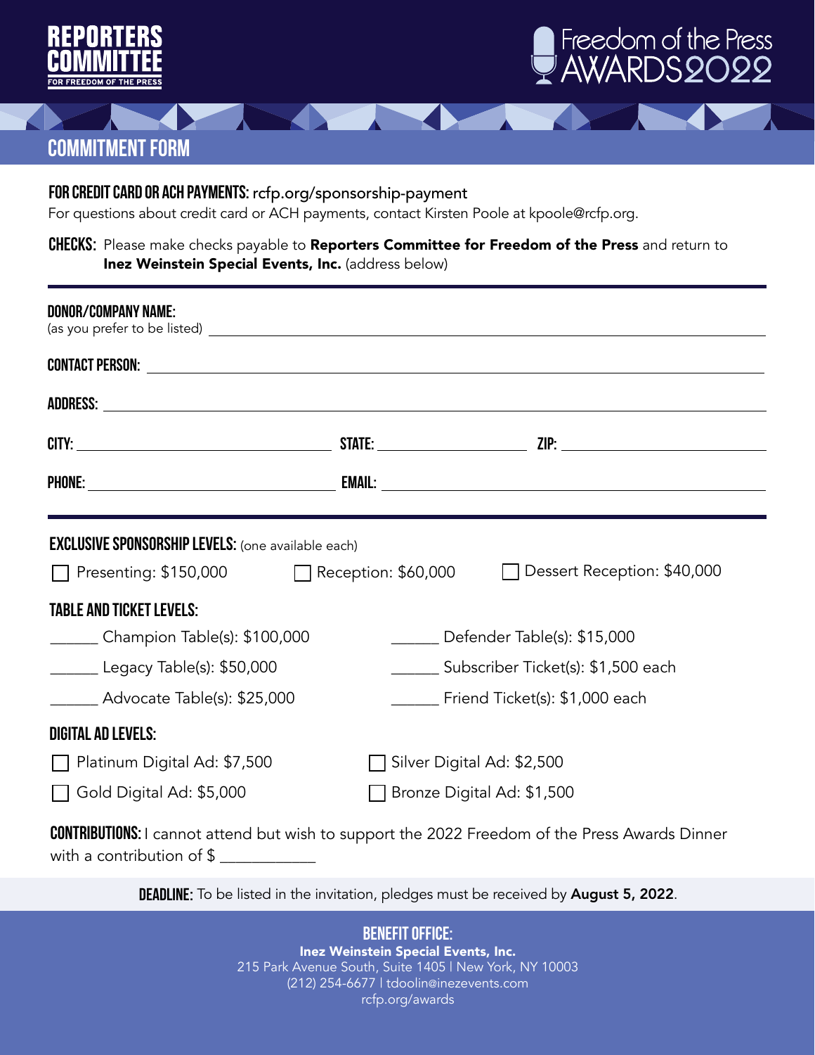# REPORTERS COMMITTEE FOR FREEDOM OF THE PRESS

# Freedom of the Press AWARDS 2022

## COMMITMENT FORM

**FOR CREDIT CARD OR ACH PAYMENTS:** rcfp.org/sponsorship-payment
For questions about credit card or ACH payments, contact Kirsten Poole at kpoole@rcfp.org.

**CHECKS:** Please make checks payable to **Reporters Committee for Freedom of the Press** and return to **Inez Weinstein Special Events, Inc.** (address below)

---

**DONOR/COMPANY NAME:**
(as you prefer to be listed) ______________________________

**CONTACT PERSON:** ______________________________

**ADDRESS:** ______________________________

**CITY:** ______________ **STATE:** ______________ **ZIP:** ______________

**PHONE:** ______________ **EMAIL:** ______________

---

**EXCLUSIVE SPONSORSHIP LEVELS:** (one available each)

☐ Presenting: $150,000　☐ Reception: $60,000　☐ Dessert Reception: $40,000

**TABLE AND TICKET LEVELS:**

______ Champion Table(s): $100,000
______ Legacy Table(s): $50,000
______ Advocate Table(s): $25,000
______ Defender Table(s): $15,000
______ Subscriber Ticket(s): $1,500 each
______ Friend Ticket(s): $1,000 each

**DIGITAL AD LEVELS:**

☐ Platinum Digital Ad: $7,500
☐ Gold Digital Ad: $5,000
☐ Silver Digital Ad: $2,500
☐ Bronze Digital Ad: $1,500

**CONTRIBUTIONS:** I cannot attend but wish to support the 2022 Freedom of the Press Awards Dinner with a contribution of $ ___________

**DEADLINE:** To be listed in the invitation, pledges must be received by **August 5, 2022**.

**BENEFIT OFFICE:**
**Inez Weinstein Special Events, Inc.**
215 Park Avenue South, Suite 1405 | New York, NY 10003
(212) 254-6677 | tdoolin@inezevents.com
rcfp.org/awards